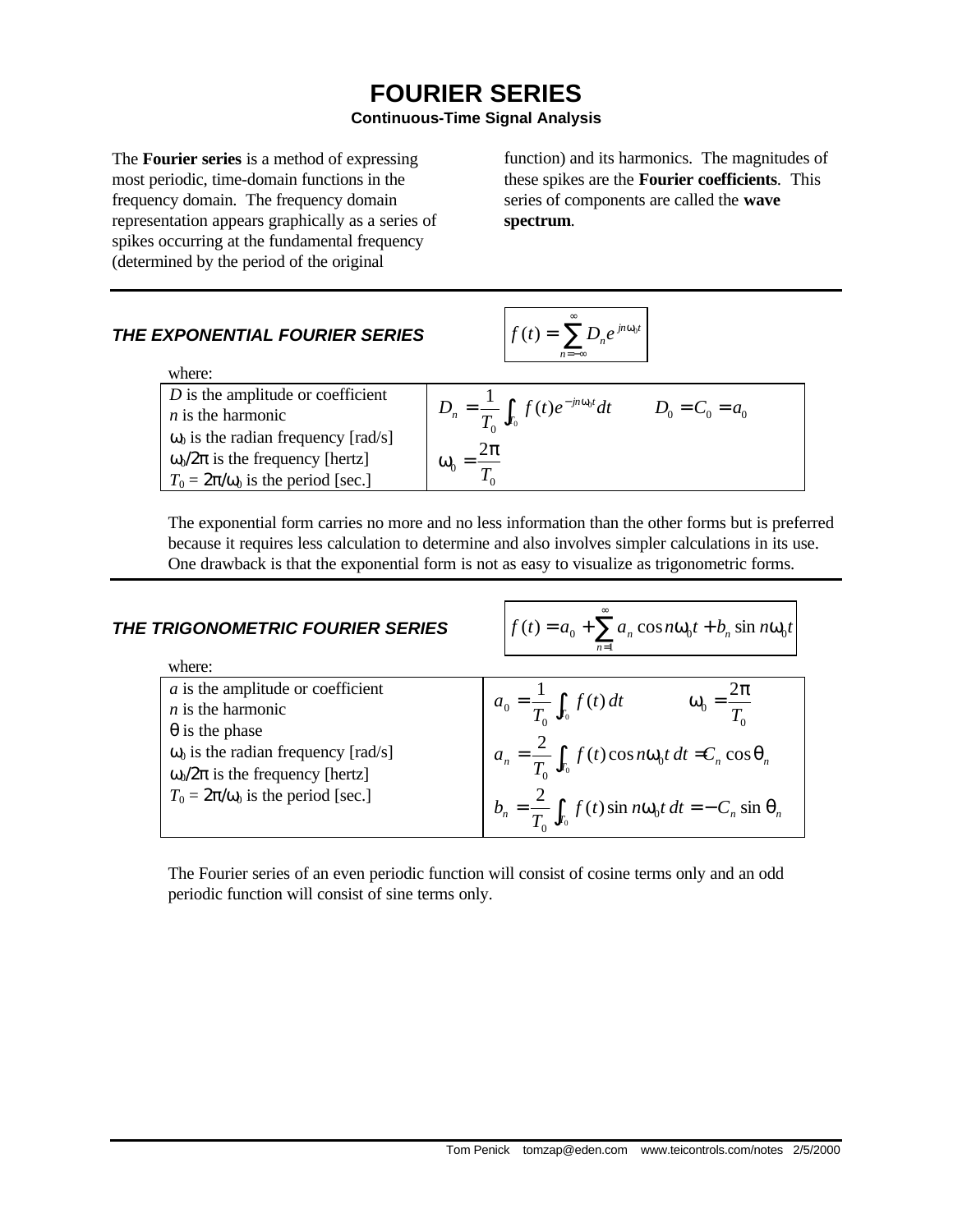# FOURIER SERIES

**Continuous-Time Signal Analysis**

The **Fourier series** is a method of expressing most periodic, time-domain functions in the frequency domain. The frequency domain representation appears graphically as a series of spikes occurring at the fundamental frequency (determined by the period of the original function) and its harmonics. The magnitudes of these spikes are the **Fourier coefficients**. This series of components are called the **wave spectrum**.

---

## *THE EXPONENTIAL FOURIER SERIES*

$$f(t) = \sum_{n=-\infty}^{\infty} D_n e^{jn\omega_0 t}$$

where:

| | |
|---|---|
| $D$ is the amplitude or coefficient<br>$n$ is the harmonic<br>$\omega_0$ is the radian frequency [rad/s]<br>$\omega_0/2\pi$ is the frequency [hertz]<br>$T_0 = 2\pi/\omega_0$ is the period [sec.] | $D_n = \frac{1}{T_0}\int_{T_0} f(t)e^{-jn\omega_0 t}dt \qquad D_0 = C_0 = a_0$<br>$\omega_0 = \frac{2\pi}{T_0}$ |

The exponential form carries no more and no less information than the other forms but is preferred because it requires less calculation to determine and also involves simpler calculations in its use. One drawback is that the exponential form is not as easy to visualize as trigonometric forms.

---

## *THE TRIGONOMETRIC FOURIER SERIES*

$$f(t) = a_0 + \sum_{n=1}^{\infty} a_n \cos n\omega_0 t + b_n \sin n\omega_0 t$$

where:

| | |
|---|---|
| $a$ is the amplitude or coefficient<br>$n$ is the harmonic<br>$\theta$ is the phase<br>$\omega_0$ is the radian frequency [rad/s]<br>$\omega_0/2\pi$ is the frequency [hertz]<br>$T_0 = 2\pi/\omega_0$ is the period [sec.] | $a_0 = \frac{1}{T_0}\int_{T_0} f(t)\,dt \qquad \omega_0 = \frac{2\pi}{T_0}$<br>$a_n = \frac{2}{T_0}\int_{T_0} f(t)\cos n\omega_0 t\,dt = C_n \cos\theta_n$<br>$b_n = \frac{2}{T_0}\int_{T_0} f(t)\sin n\omega_0 t\,dt = -C_n \sin\theta_n$ |

The Fourier series of an even periodic function will consist of cosine terms only and an odd periodic function will consist of sine terms only.

Tom Penick tomzap@eden.com www.teicontrols.com/notes 2/5/2000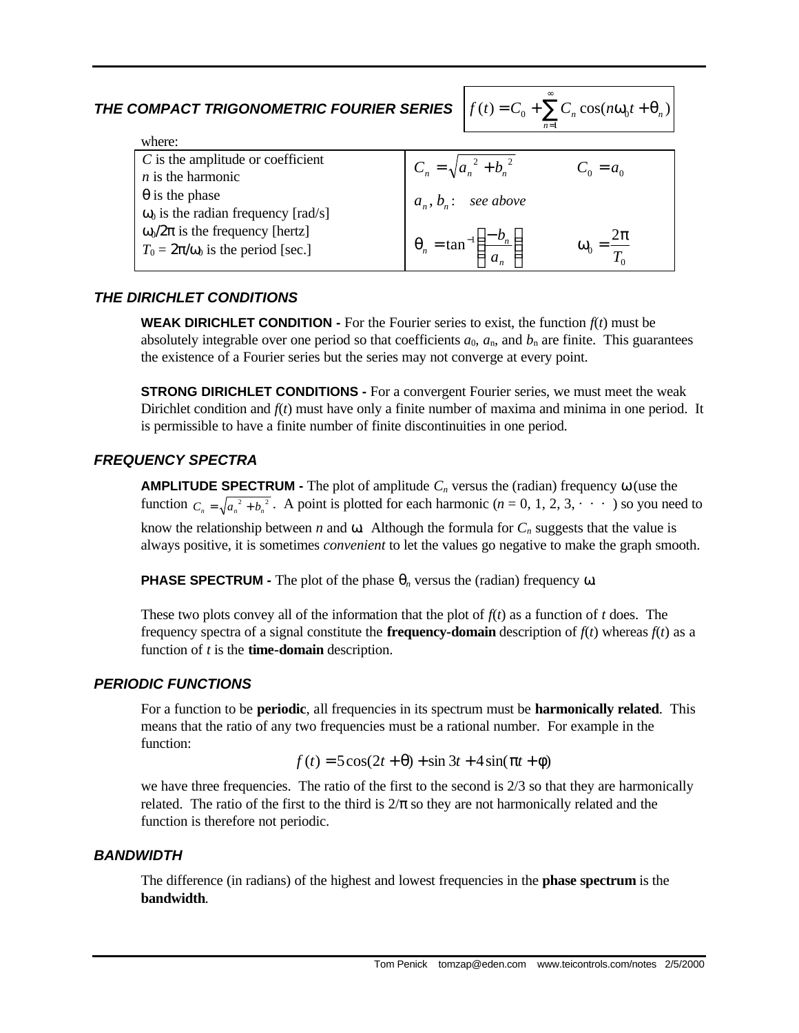### THE COMPACT TRIGONOMETRIC FOURIER SERIES

$$f(t) = C_0 + \sum_{n=1}^{\infty} C_n \cos(n\omega_0 t + \theta_n)$$

where:

| | |
|---|---|
| $C$ is the amplitude or coefficient<br>$n$ is the harmonic | $C_n = \sqrt{a_n^{\ 2} + b_n^{\ 2}}$ $\qquad C_0 = a_0$ |
| $\theta$ is the phase<br>$\omega_0$ is the radian frequency [rad/s] | $a_n, b_n$: *see above* |
| $\omega_0/2\pi$ is the frequency [hertz]<br>$T_0 = 2\pi/\omega_0$ is the period [sec.] | $\theta_n = \tan^{-1}\left(\frac{-b_n}{a_n}\right)$ $\qquad \omega_0 = \frac{2\pi}{T_0}$ |

### THE DIRICHLET CONDITIONS

**WEAK DIRICHLET CONDITION -** For the Fourier series to exist, the function $f(t)$ must be absolutely integrable over one period so that coefficients $a_0$, $a_n$, and $b_n$ are finite. This guarantees the existence of a Fourier series but the series may not converge at every point.

**STRONG DIRICHLET CONDITIONS -** For a convergent Fourier series, we must meet the weak Dirichlet condition and $f(t)$ must have only a finite number of maxima and minima in one period. It is permissible to have a finite number of finite discontinuities in one period.

### FREQUENCY SPECTRA

**AMPLITUDE SPECTRUM -** The plot of amplitude $C_n$ versus the (radian) frequency $\omega$ (use the function $C_n = \sqrt{a_n^{\ 2} + b_n^{\ 2}}$. A point is plotted for each harmonic ($n$ = 0, 1, 2, 3, · · · ) so you need to know the relationship between $n$ and $\omega$. Although the formula for $C_n$ suggests that the value is always positive, it is sometimes *convenient* to let the values go negative to make the graph smooth.

**PHASE SPECTRUM -** The plot of the phase $\theta_n$ versus the (radian) frequency $\omega$.

These two plots convey all of the information that the plot of $f(t)$ as a function of $t$ does. The frequency spectra of a signal constitute the **frequency-domain** description of $f(t)$ whereas $f(t)$ as a function of $t$ is the **time-domain** description.

### PERIODIC FUNCTIONS

For a function to be **periodic**, all frequencies in its spectrum must be **harmonically related**. This means that the ratio of any two frequencies must be a rational number. For example in the function:

$$f(t) = 5\cos(2t + \theta) + \sin 3t + 4\sin(\pi t + \phi)$$

we have three frequencies. The ratio of the first to the second is 2/3 so that they are harmonically related. The ratio of the first to the third is $2/\pi$ so they are not harmonically related and the function is therefore not periodic.

### BANDWIDTH

The difference (in radians) of the highest and lowest frequencies in the **phase spectrum** is the **bandwidth**.